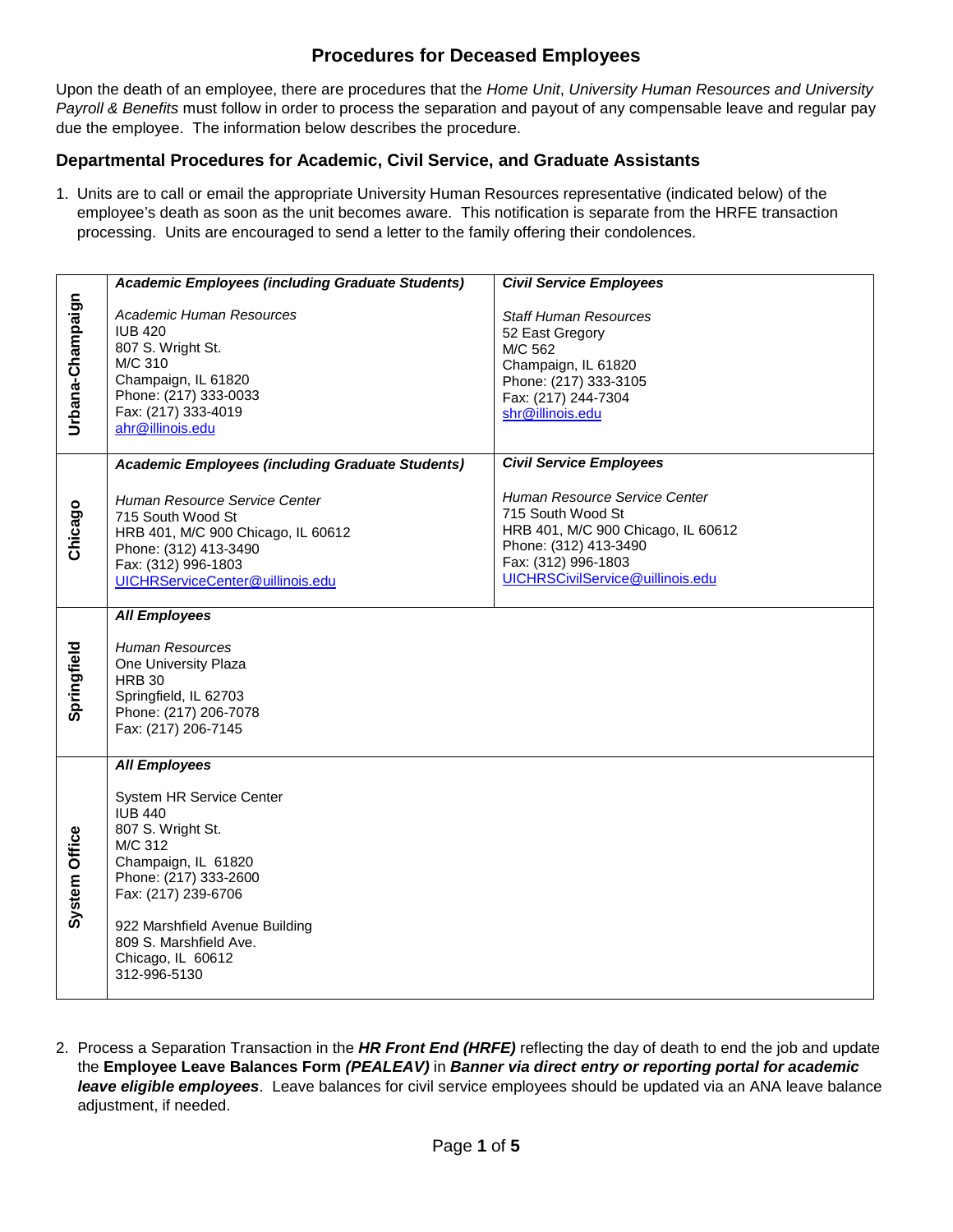# Procedures for Deceased Employees

Upon the death of an employee, there are procedures that the *Home Unit*, *University Human Resources and University Payroll & Benefits* must follow in order to process the separation and payout of any compensable leave and regular pay due the employee. The information below describes the procedure.

## Departmental Procedures for Academic, Civil Service, and Graduate Assistants

1. Units are to call or email the appropriate University Human Resources representative (indicated below) of the employee's death as soon as the unit becomes aware. This notification is separate from the HRFE transaction processing. Units are encouraged to send a letter to the family offering their condolences.

| | | |
|---|---|---|
| **Urbana-Champaign** | ***Academic Employees (including Graduate Students)***<br><br>*Academic Human Resources*<br>IUB 420<br>807 S. Wright St.<br>M/C 310<br>Champaign, IL 61820<br>Phone: (217) 333-0033<br>Fax: (217) 333-4019<br>ahr@illinois.edu | ***Civil Service Employees***<br><br>*Staff Human Resources*<br>52 East Gregory<br>M/C 562<br>Champaign, IL 61820<br>Phone: (217) 333-3105<br>Fax: (217) 244-7304<br>shr@illinois.edu |
| **Chicago** | ***Academic Employees (including Graduate Students)***<br><br>*Human Resource Service Center*<br>715 South Wood St<br>HRB 401, M/C 900 Chicago, IL 60612<br>Phone: (312) 413-3490<br>Fax: (312) 996-1803<br>UICHRServiceCenter@uillinois.edu | ***Civil Service Employees***<br><br>*Human Resource Service Center*<br>715 South Wood St<br>HRB 401, M/C 900 Chicago, IL 60612<br>Phone: (312) 413-3490<br>Fax: (312) 996-1803<br>UICHRSCivilService@uillinois.edu |
| **Springfield** | ***All Employees***<br><br>*Human Resources*<br>One University Plaza<br>HRB 30<br>Springfield, IL 62703<br>Phone: (217) 206-7078<br>Fax: (217) 206-7145 | |
| **System Office** | ***All Employees***<br><br>System HR Service Center<br>IUB 440<br>807 S. Wright St.<br>M/C 312<br>Champaign, IL 61820<br>Phone: (217) 333-2600<br>Fax: (217) 239-6706<br><br>922 Marshfield Avenue Building<br>809 S. Marshfield Ave.<br>Chicago, IL 60612<br>312-996-5130 | |

2. Process a Separation Transaction in the ***HR Front End (HRFE)*** reflecting the day of death to end the job and update the **Employee Leave Balances Form *(PEALEAV)*** in ***Banner via direct entry or reporting portal for academic leave eligible employees***. Leave balances for civil service employees should be updated via an ANA leave balance adjustment, if needed.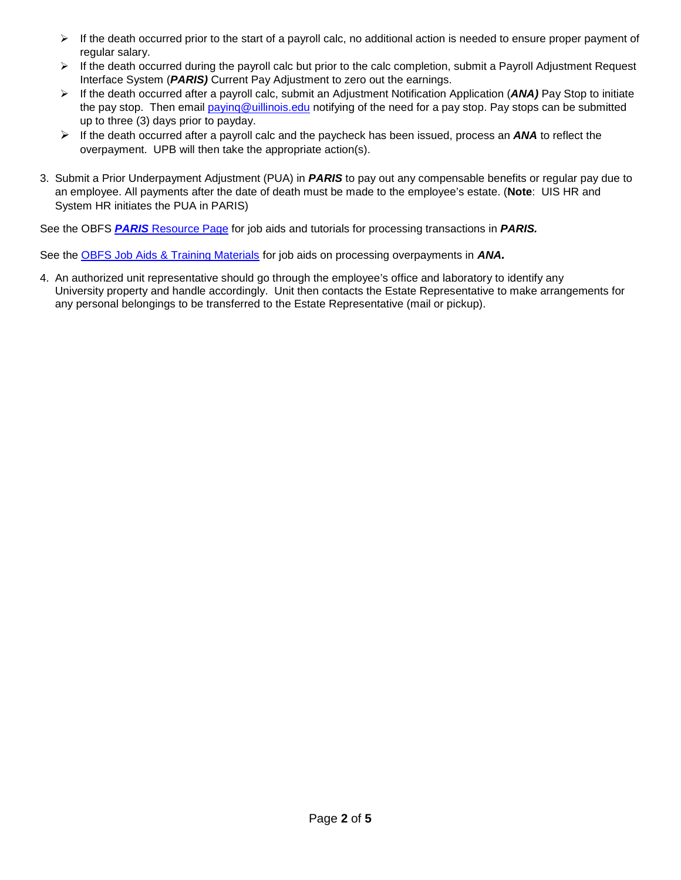- If the death occurred prior to the start of a payroll calc, no additional action is needed to ensure proper payment of regular salary.
- If the death occurred during the payroll calc but prior to the calc completion, submit a Payroll Adjustment Request Interface System (***PARIS)*** Current Pay Adjustment to zero out the earnings.
- If the death occurred after a payroll calc, submit an Adjustment Notification Application (***ANA)*** Pay Stop to initiate the pay stop. Then email [payinq@uillinois.edu](mailto:payinq@uillinois.edu) notifying of the need for a pay stop. Pay stops can be submitted up to three (3) days prior to payday.
- If the death occurred after a payroll calc and the paycheck has been issued, process an ***ANA*** to reflect the overpayment. UPB will then take the appropriate action(s).

3. Submit a Prior Underpayment Adjustment (PUA) in ***PARIS*** to pay out any compensable benefits or regular pay due to an employee. All payments after the date of death must be made to the employee's estate. (**Note**: UIS HR and System HR initiates the PUA in PARIS)

See the OBFS [***PARIS*** Resource Page]() for job aids and tutorials for processing transactions in ***PARIS.***

See the [OBFS Job Aids & Training Materials]() for job aids on processing overpayments in ***ANA.***

4. An authorized unit representative should go through the employee's office and laboratory to identify any University property and handle accordingly. Unit then contacts the Estate Representative to make arrangements for any personal belongings to be transferred to the Estate Representative (mail or pickup).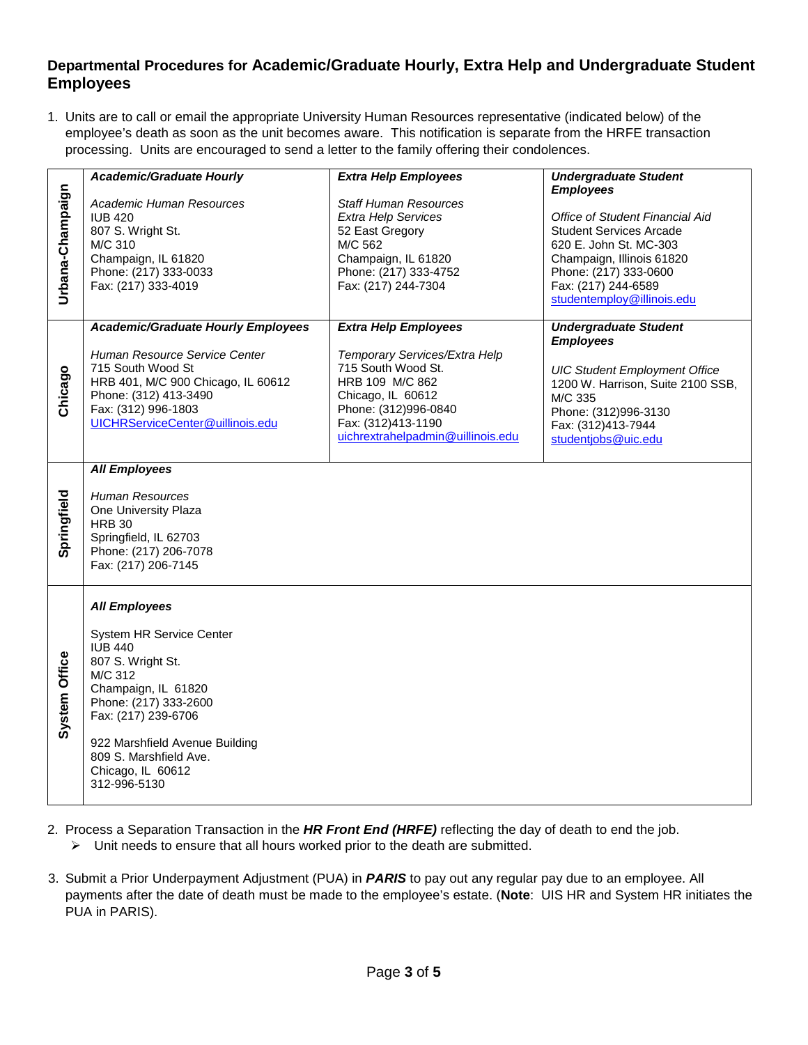### Departmental Procedures for Academic/Graduate Hourly, Extra Help and Undergraduate Student Employees

1. Units are to call or email the appropriate University Human Resources representative (indicated below) of the employee's death as soon as the unit becomes aware. This notification is separate from the HRFE transaction processing. Units are encouraged to send a letter to the family offering their condolences.

| | | | |
|---|---|---|---|
| **Urbana-Champaign** | ***Academic/Graduate Hourly***<br><br>*Academic Human Resources*<br>IUB 420<br>807 S. Wright St.<br>M/C 310<br>Champaign, IL 61820<br>Phone: (217) 333-0033<br>Fax: (217) 333-4019 | ***Extra Help Employees***<br><br>*Staff Human Resources*<br>*Extra Help Services*<br>52 East Gregory<br>M/C 562<br>Champaign, IL 61820<br>Phone: (217) 333-4752<br>Fax: (217) 244-7304 | ***Undergraduate Student Employees***<br><br>*Office of Student Financial Aid*<br>Student Services Arcade<br>620 E. John St. MC-303<br>Champaign, Illinois 61820<br>Phone: (217) 333-0600<br>Fax: (217) 244-6589<br>studentemploy@illinois.edu |
| **Chicago** | ***Academic/Graduate Hourly Employees***<br><br>*Human Resource Service Center*<br>715 South Wood St<br>HRB 401, M/C 900 Chicago, IL 60612<br>Phone: (312) 413-3490<br>Fax: (312) 996-1803<br>UICHRServiceCenter@uillinois.edu | ***Extra Help Employees***<br><br>*Temporary Services/Extra Help*<br>715 South Wood St.<br>HRB 109 M/C 862<br>Chicago, IL 60612<br>Phone: (312)996-0840<br>Fax: (312)413-1190<br>uichrextrahelpadmin@uillinois.edu | ***Undergraduate Student Employees***<br><br>*UIC Student Employment Office*<br>1200 W. Harrison, Suite 2100 SSB, M/C 335<br>Phone: (312)996-3130<br>Fax: (312)413-7944<br>studentjobs@uic.edu |
| **Springfield** | ***All Employees***<br><br>*Human Resources*<br>One University Plaza<br>HRB 30<br>Springfield, IL 62703<br>Phone: (217) 206-7078<br>Fax: (217) 206-7145 | | |
| **System Office** | ***All Employees***<br><br>System HR Service Center<br>IUB 440<br>807 S. Wright St.<br>M/C 312<br>Champaign, IL 61820<br>Phone: (217) 333-2600<br>Fax: (217) 239-6706<br><br>922 Marshfield Avenue Building<br>809 S. Marshfield Ave.<br>Chicago, IL 60612<br>312-996-5130 | | |

2. Process a Separation Transaction in the ***HR Front End (HRFE)*** reflecting the day of death to end the job.
   - Unit needs to ensure that all hours worked prior to the death are submitted.

3. Submit a Prior Underpayment Adjustment (PUA) in ***PARIS*** to pay out any regular pay due to an employee. All payments after the date of death must be made to the employee's estate. (**Note**: UIS HR and System HR initiates the PUA in PARIS).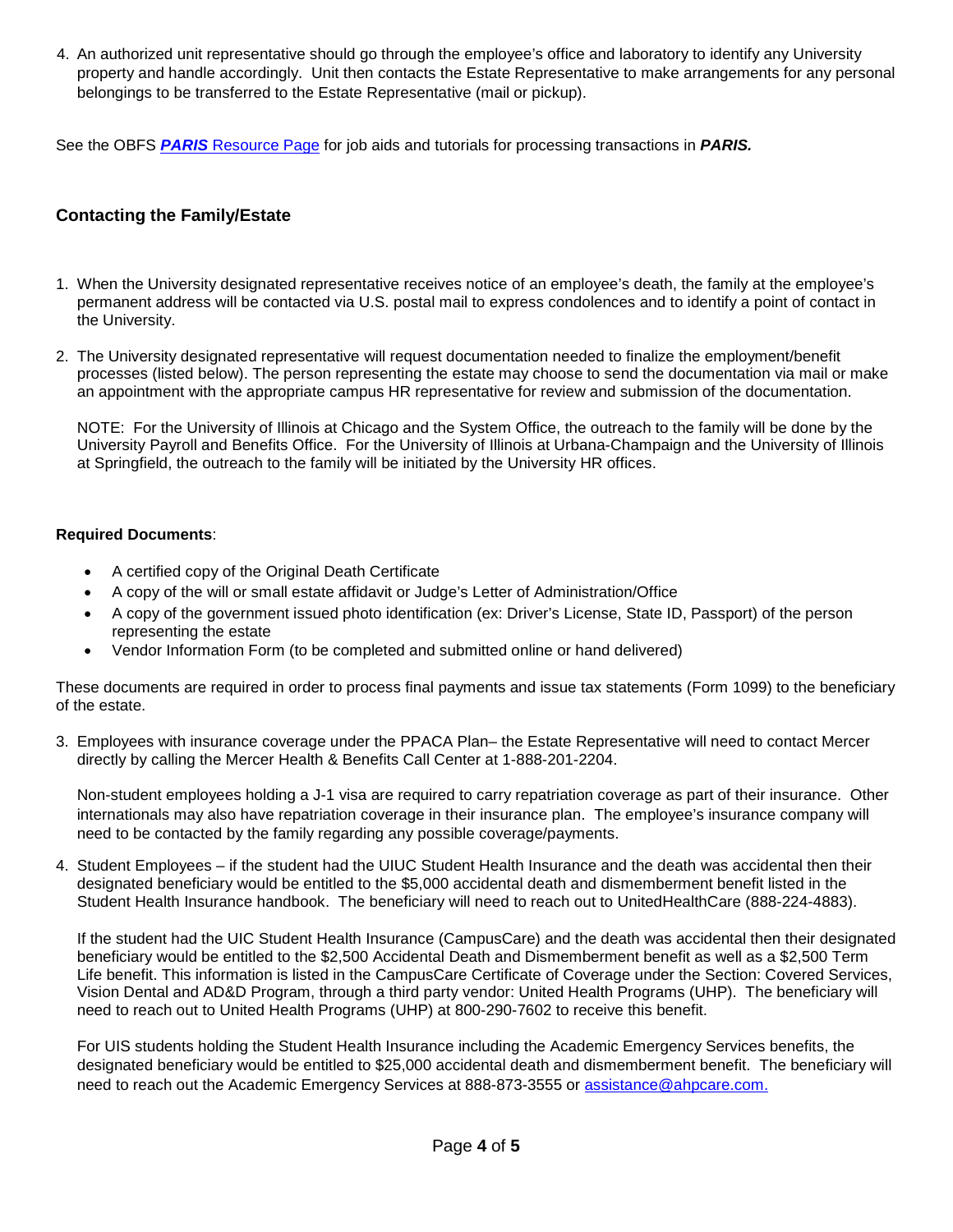4. An authorized unit representative should go through the employee's office and laboratory to identify any University property and handle accordingly. Unit then contacts the Estate Representative to make arrangements for any personal belongings to be transferred to the Estate Representative (mail or pickup).

See the OBFS [***PARIS*** Resource Page]() for job aids and tutorials for processing transactions in ***PARIS.***

## Contacting the Family/Estate

1. When the University designated representative receives notice of an employee's death, the family at the employee's permanent address will be contacted via U.S. postal mail to express condolences and to identify a point of contact in the University.

2. The University designated representative will request documentation needed to finalize the employment/benefit processes (listed below). The person representing the estate may choose to send the documentation via mail or make an appointment with the appropriate campus HR representative for review and submission of the documentation.

   NOTE: For the University of Illinois at Chicago and the System Office, the outreach to the family will be done by the University Payroll and Benefits Office. For the University of Illinois at Urbana-Champaign and the University of Illinois at Springfield, the outreach to the family will be initiated by the University HR offices.

**Required Documents**:

- A certified copy of the Original Death Certificate
- A copy of the will or small estate affidavit or Judge's Letter of Administration/Office
- A copy of the government issued photo identification (ex: Driver's License, State ID, Passport) of the person representing the estate
- Vendor Information Form (to be completed and submitted online or hand delivered)

These documents are required in order to process final payments and issue tax statements (Form 1099) to the beneficiary of the estate.

3. Employees with insurance coverage under the PPACA Plan– the Estate Representative will need to contact Mercer directly by calling the Mercer Health & Benefits Call Center at 1-888-201-2204.

   Non-student employees holding a J-1 visa are required to carry repatriation coverage as part of their insurance. Other internationals may also have repatriation coverage in their insurance plan. The employee's insurance company will need to be contacted by the family regarding any possible coverage/payments.

4. Student Employees – if the student had the UIUC Student Health Insurance and the death was accidental then their designated beneficiary would be entitled to the $5,000 accidental death and dismemberment benefit listed in the Student Health Insurance handbook. The beneficiary will need to reach out to UnitedHealthCare (888-224-4883).

   If the student had the UIC Student Health Insurance (CampusCare) and the death was accidental then their designated beneficiary would be entitled to the $2,500 Accidental Death and Dismemberment benefit as well as a $2,500 Term Life benefit. This information is listed in the CampusCare Certificate of Coverage under the Section: Covered Services, Vision Dental and AD&D Program, through a third party vendor: United Health Programs (UHP). The beneficiary will need to reach out to United Health Programs (UHP) at 800-290-7602 to receive this benefit.

   For UIS students holding the Student Health Insurance including the Academic Emergency Services benefits, the designated beneficiary would be entitled to $25,000 accidental death and dismemberment benefit. The beneficiary will need to reach out the Academic Emergency Services at 888-873-3555 or [assistance@ahpcare.com.](mailto:assistance@ahpcare.com)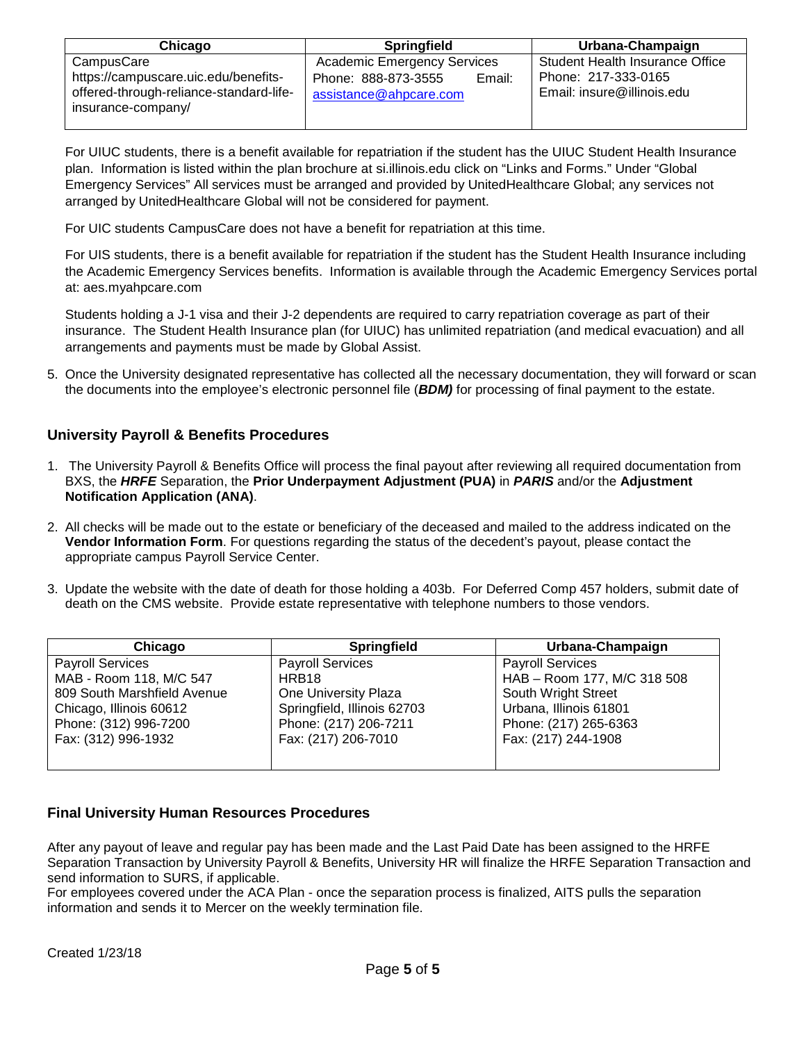| Chicago | Springfield | Urbana-Champaign |
|---|---|---|
| CampusCare<br>https://campuscare.uic.edu/benefits-offered-through-reliance-standard-life-insurance-company/ | Academic Emergency Services<br>Phone: 888-873-3555 Email: assistance@ahpcare.com | Student Health Insurance Office<br>Phone: 217-333-0165<br>Email: insure@illinois.edu |

For UIUC students, there is a benefit available for repatriation if the student has the UIUC Student Health Insurance plan. Information is listed within the plan brochure at si.illinois.edu click on "Links and Forms." Under "Global Emergency Services" All services must be arranged and provided by UnitedHealthcare Global; any services not arranged by UnitedHealthcare Global will not be considered for payment.

For UIC students CampusCare does not have a benefit for repatriation at this time.

For UIS students, there is a benefit available for repatriation if the student has the Student Health Insurance including the Academic Emergency Services benefits. Information is available through the Academic Emergency Services portal at: aes.myahpcare.com

Students holding a J-1 visa and their J-2 dependents are required to carry repatriation coverage as part of their insurance. The Student Health Insurance plan (for UIUC) has unlimited repatriation (and medical evacuation) and all arrangements and payments must be made by Global Assist.

5. Once the University designated representative has collected all the necessary documentation, they will forward or scan the documents into the employee's electronic personnel file (***BDM)*** for processing of final payment to the estate.

## University Payroll & Benefits Procedures

1. The University Payroll & Benefits Office will process the final payout after reviewing all required documentation from BXS, the ***HRFE*** Separation, the **Prior Underpayment Adjustment (PUA)** in ***PARIS*** and/or the **Adjustment Notification Application (ANA)**.

2. All checks will be made out to the estate or beneficiary of the deceased and mailed to the address indicated on the **Vendor Information Form**. For questions regarding the status of the decedent's payout, please contact the appropriate campus Payroll Service Center.

3. Update the website with the date of death for those holding a 403b. For Deferred Comp 457 holders, submit date of death on the CMS website. Provide estate representative with telephone numbers to those vendors.

| Chicago | Springfield | Urbana-Champaign |
|---|---|---|
| Payroll Services<br>MAB - Room 118, M/C 547<br>809 South Marshfield Avenue<br>Chicago, Illinois 60612<br>Phone: (312) 996-7200<br>Fax: (312) 996-1932 | Payroll Services<br>HRB18<br>One University Plaza<br>Springfield, Illinois 62703<br>Phone: (217) 206-7211<br>Fax: (217) 206-7010 | Payroll Services<br>HAB – Room 177, M/C 318 508<br>South Wright Street<br>Urbana, Illinois 61801<br>Phone: (217) 265-6363<br>Fax: (217) 244-1908 |

## Final University Human Resources Procedures

After any payout of leave and regular pay has been made and the Last Paid Date has been assigned to the HRFE Separation Transaction by University Payroll & Benefits, University HR will finalize the HRFE Separation Transaction and send information to SURS, if applicable.
For employees covered under the ACA Plan - once the separation process is finalized, AITS pulls the separation information and sends it to Mercer on the weekly termination file.

Created 1/23/18